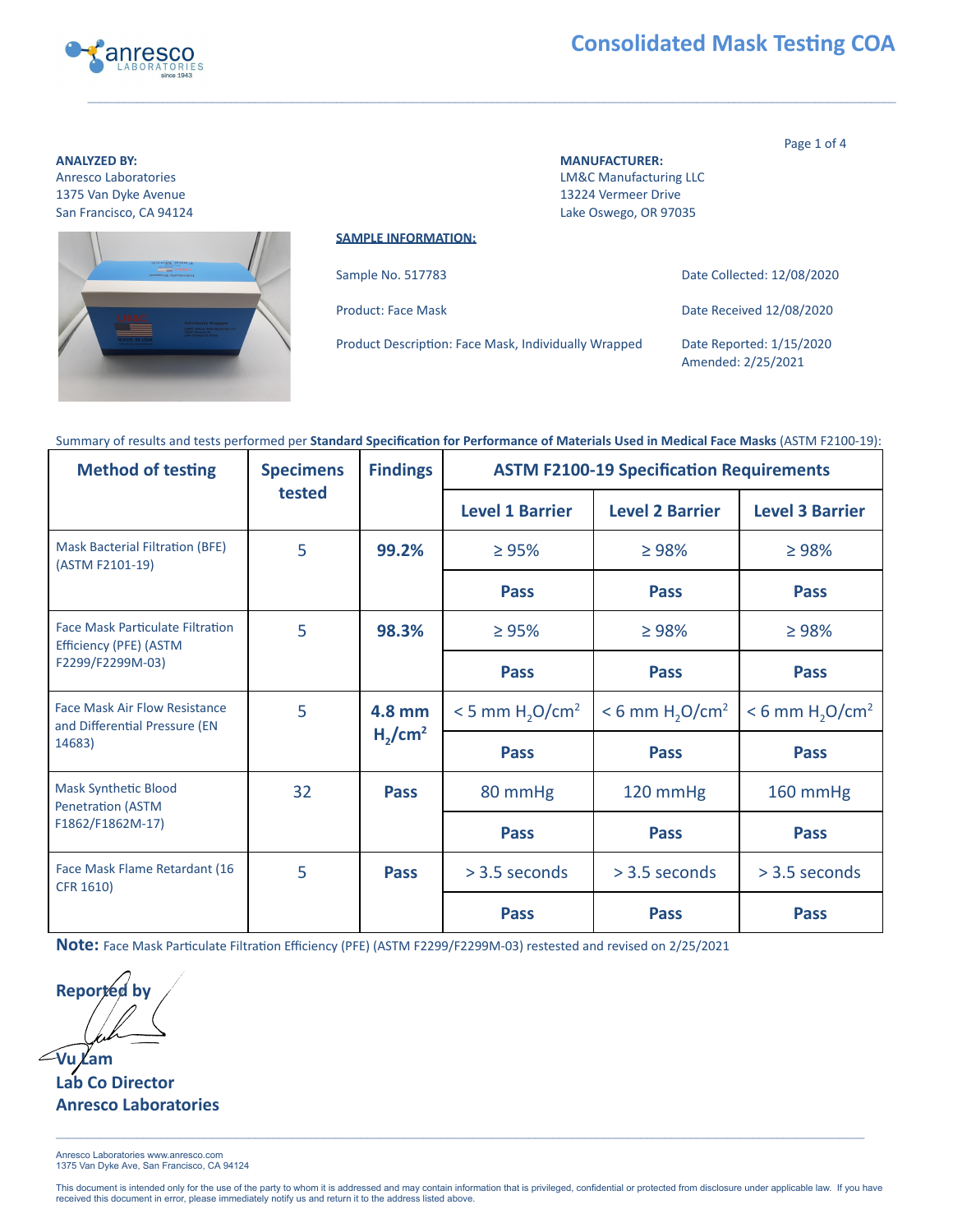# Consolidated Mask Testing COA

**ANALYZED BY:**
Anresco Laboratories
1375 Van Dyke Avenue
San Francisco, CA 94124

**MANUFACTURER:**
LM&C Manufacturing LLC
13224 Vermeer Drive
Lake Oswego, OR 97035

**SAMPLE INFORMATION:**

Sample No. 517783

Product: Face Mask

Product Description: Face Mask, Individually Wrapped

Date Collected: 12/08/2020

Date Received 12/08/2020

Date Reported: 1/15/2020
Amended: 2/25/2021

Summary of results and tests performed per **Standard Specification for Performance of Materials Used in Medical Face Masks** (ASTM F2100-19):

| Method of testing | Specimens tested | Findings | ASTM F2100-19 Specification Requirements | | |
|---|---|---|---|---|---|
| | | | **Level 1 Barrier** | **Level 2 Barrier** | **Level 3 Barrier** |
| Mask Bacterial Filtration (BFE) (ASTM F2101-19) | 5 | **99.2%** | ≥ 95% | ≥ 98% | ≥ 98% |
| | | | **Pass** | **Pass** | **Pass** |
| Face Mask Particulate Filtration Efficiency (PFE) (ASTM F2299/F2299M-03) | 5 | **98.3%** | ≥ 95% | ≥ 98% | ≥ 98% |
| | | | **Pass** | **Pass** | **Pass** |
| Face Mask Air Flow Resistance and Differential Pressure (EN 14683) | 5 | **4.8 mm $H_2/cm^2$** | < 5 mm $H_2O/cm^2$ | < 6 mm $H_2O/cm^2$ | < 6 mm $H_2O/cm^2$ |
| | | | **Pass** | **Pass** | **Pass** |
| Mask Synthetic Blood Penetration (ASTM F1862/F1862M-17) | 32 | **Pass** | 80 mmHg | 120 mmHg | 160 mmHg |
| | | | **Pass** | **Pass** | **Pass** |
| Face Mask Flame Retardant (16 CFR 1610) | 5 | **Pass** | > 3.5 seconds | > 3.5 seconds | > 3.5 seconds |
| | | | **Pass** | **Pass** | **Pass** |

**Note:** Face Mask Particulate Filtration Efficiency (PFE) (ASTM F2299/F2299M-03) retested and revised on 2/25/2021

**Reported by**

**Vu Lam**
**Lab Co Director**
**Anresco Laboratories**

Anresco Laboratories www.anresco.com
1375 Van Dyke Ave, San Francisco, CA 94124

This document is intended only for the use of the party to whom it is addressed and may contain information that is privileged, confidential or protected from disclosure under applicable law. If you have received this document in error, please immediately notify us and return it to the address listed above.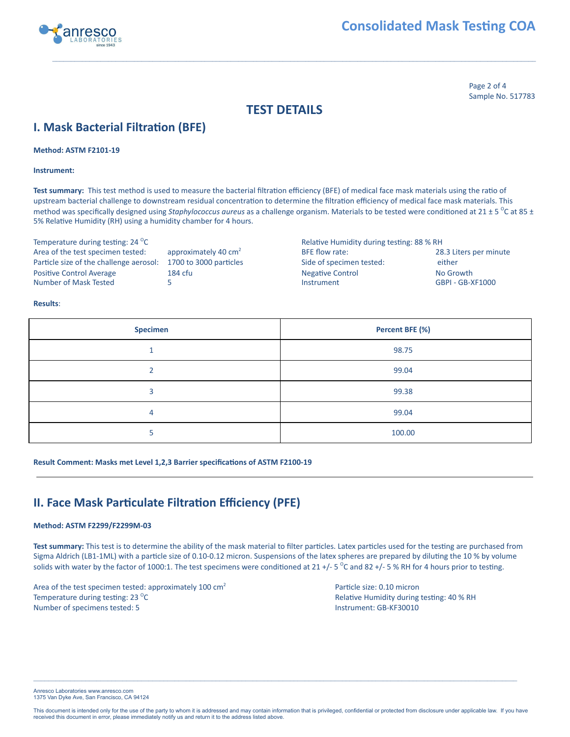Page 2 of 4
Sample No. 517783

# TEST DETAILS

## I. Mask Bacterial Filtration (BFE)

**Method: ASTM F2101-19**

**Instrument:**

**Test summary:** This test method is used to measure the bacterial filtration efficiency (BFE) of medical face mask materials using the ratio of upstream bacterial challenge to downstream residual concentration to determine the filtration efficiency of medical face mask materials. This method was specifically designed using *Staphylococcus aureus* as a challenge organism. Materials to be tested were conditioned at 21 ± 5 $^{O}$C at 85 ± 5% Relative Humidity (RH) using a humidity chamber for 4 hours.

Temperature during testing: 24 $^{O}$C
Area of the test specimen tested: approximately 40 $cm^2$
Particle size of the challenge aerosol: 1700 to 3000 particles
Positive Control Average: 184 cfu
Number of Mask Tested: 5

Relative Humidity during testing: 88 % RH
BFE flow rate: 28.3 Liters per minute
Side of specimen tested: either
Negative Control: No Growth
Instrument: GBPI - GB-XF1000

**Results**:

| Specimen | Percent BFE (%) |
|---|---|
| 1 | 98.75 |
| 2 | 99.04 |
| 3 | 99.38 |
| 4 | 99.04 |
| 5 | 100.00 |

**Result Comment: Masks met Level 1,2,3 Barrier specifications of ASTM F2100-19**

## II. Face Mask Particulate Filtration Efficiency (PFE)

**Method: ASTM F2299/F2299M-03**

**Test summary:** This test is to determine the ability of the mask material to filter particles. Latex particles used for the testing are purchased from Sigma Aldrich (LB1-1ML) with a particle size of 0.10-0.12 micron. Suspensions of the latex spheres are prepared by diluting the 10 % by volume solids with water by the factor of 1000:1. The test specimens were conditioned at 21 +/- 5 $^{O}$C and 82 +/- 5 % RH for 4 hours prior to testing.

Area of the test specimen tested: approximately 100 $cm^2$
Temperature during testing: 23 $^{O}$C
Number of specimens tested: 5

Particle size: 0.10 micron
Relative Humidity during testing: 40 % RH
Instrument: GB-KF30010

Anresco Laboratories www.anresco.com
1375 Van Dyke Ave, San Francisco, CA 94124

This document is intended only for the use of the party to whom it is addressed and may contain information that is privileged, confidential or protected from disclosure under applicable law. If you have received this document in error, please immediately notify us and return it to the address listed above.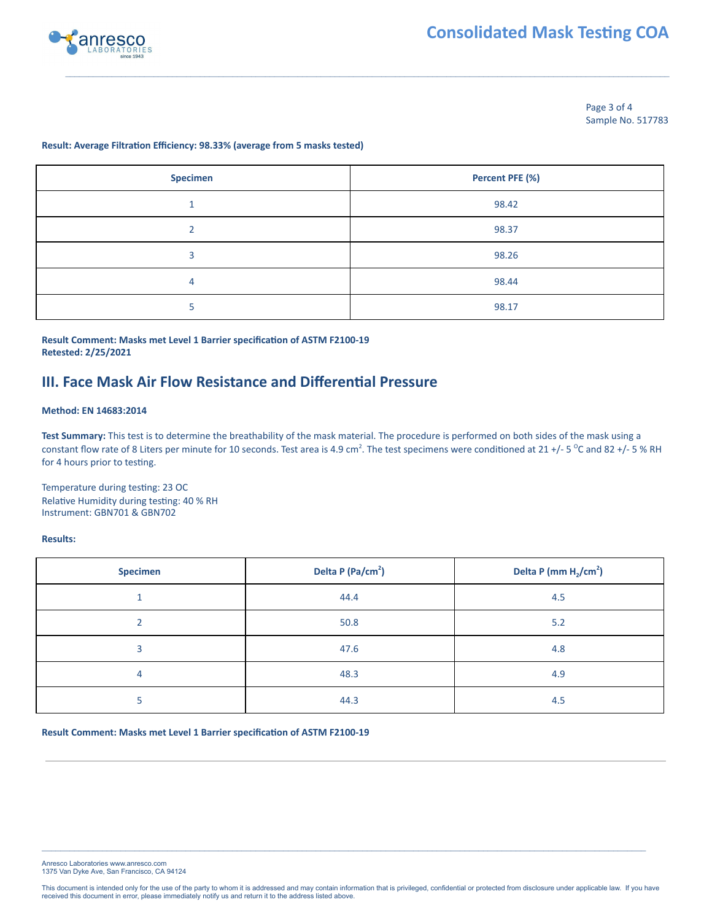Page 3 of 4
Sample No. 517783

**Result: Average Filtration Efficiency: 98.33% (average from 5 masks tested)**

| Specimen | Percent PFE (%) |
|---|---|
| 1 | 98.42 |
| 2 | 98.37 |
| 3 | 98.26 |
| 4 | 98.44 |
| 5 | 98.17 |

**Result Comment: Masks met Level 1 Barrier specification of ASTM F2100-19**
**Retested: 2/25/2021**

## III. Face Mask Air Flow Resistance and Differential Pressure

**Method: EN 14683:2014**

**Test Summary:** This test is to determine the breathability of the mask material. The procedure is performed on both sides of the mask using a constant flow rate of 8 Liters per minute for 10 seconds. Test area is 4.9 $cm^2$. The test specimens were conditioned at 21 +/- 5 $^{O}C$ and 82 +/- 5 % RH for 4 hours prior to testing.

Temperature during testing: 23 OC
Relative Humidity during testing: 40 % RH
Instrument: GBN701 & GBN702

**Results:**

| Specimen | Delta P ($Pa/cm^2$) | Delta P ($mm\ H_2/cm^2$) |
|---|---|---|
| 1 | 44.4 | 4.5 |
| 2 | 50.8 | 5.2 |
| 3 | 47.6 | 4.8 |
| 4 | 48.3 | 4.9 |
| 5 | 44.3 | 4.5 |

**Result Comment: Masks met Level 1 Barrier specification of ASTM F2100-19**

Anresco Laboratories www.anresco.com
1375 Van Dyke Ave, San Francisco, CA 94124

This document is intended only for the use of the party to whom it is addressed and may contain information that is privileged, confidential or protected from disclosure under applicable law. If you have received this document in error, please immediately notify us and return it to the address listed above.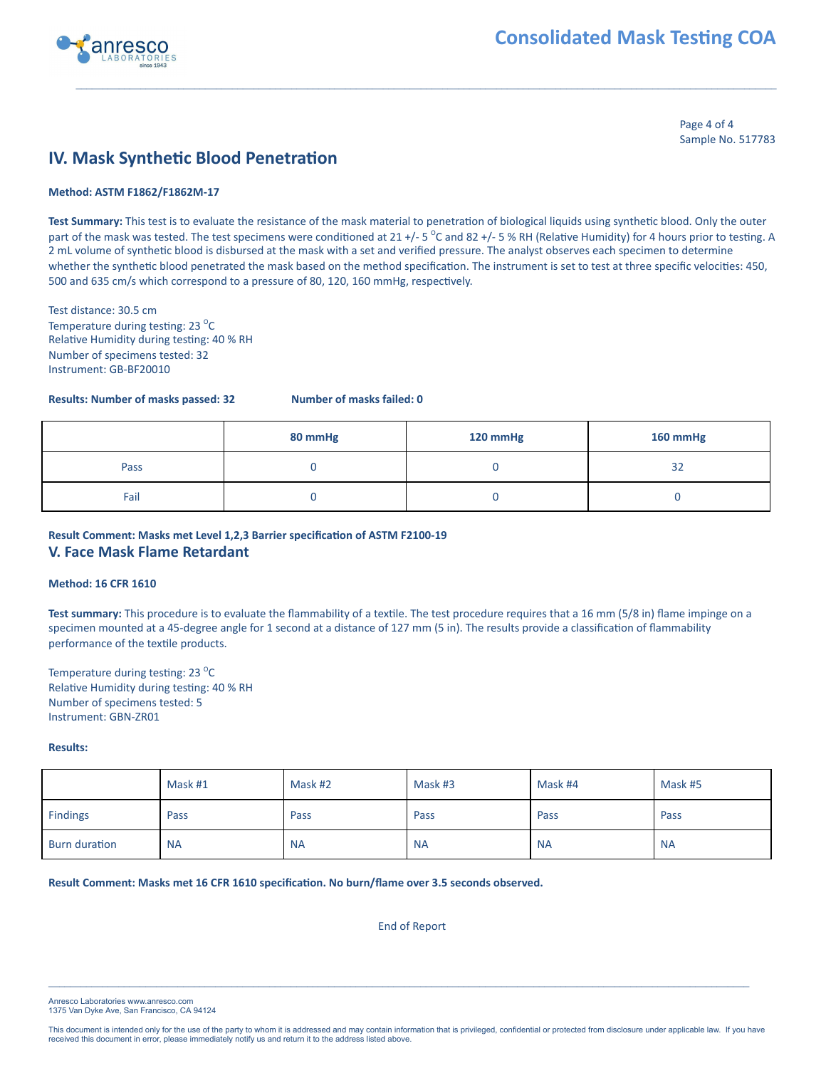Page 4 of 4
Sample No. 517783

## IV. Mask Synthetic Blood Penetration

**Method: ASTM F1862/F1862M-17**

**Test Summary:** This test is to evaluate the resistance of the mask material to penetration of biological liquids using synthetic blood. Only the outer part of the mask was tested. The test specimens were conditioned at 21 +/- 5 $^{O}$C and 82 +/- 5 % RH (Relative Humidity) for 4 hours prior to testing. A 2 mL volume of synthetic blood is disbursed at the mask with a set and verified pressure. The analyst observes each specimen to determine whether the synthetic blood penetrated the mask based on the method specification. The instrument is set to test at three specific velocities: 450, 500 and 635 cm/s which correspond to a pressure of 80, 120, 160 mmHg, respectively.

Test distance: 30.5 cm
Temperature during testing: 23 $^{O}$C
Relative Humidity during testing: 40 % RH
Number of specimens tested: 32
Instrument: GB-BF20010

**Results: Number of masks passed: 32** **Number of masks failed: 0**

| | 80 mmHg | 120 mmHg | 160 mmHg |
|---|---|---|---|
| Pass | 0 | 0 | 32 |
| Fail | 0 | 0 | 0 |

**Result Comment: Masks met Level 1,2,3 Barrier specification of ASTM F2100-19**

## V. Face Mask Flame Retardant

**Method: 16 CFR 1610**

**Test summary:** This procedure is to evaluate the flammability of a textile. The test procedure requires that a 16 mm (5/8 in) flame impinge on a specimen mounted at a 45-degree angle for 1 second at a distance of 127 mm (5 in). The results provide a classification of flammability performance of the textile products.

Temperature during testing: 23 $^{O}$C
Relative Humidity during testing: 40 % RH
Number of specimens tested: 5
Instrument: GBN-ZR01

**Results:**

| | Mask #1 | Mask #2 | Mask #3 | Mask #4 | Mask #5 |
|---|---|---|---|---|---|
| Findings | Pass | Pass | Pass | Pass | Pass |
| Burn duration | NA | NA | NA | NA | NA |

**Result Comment: Masks met 16 CFR 1610 specification. No burn/flame over 3.5 seconds observed.**

End of Report

Anresco Laboratories www.anresco.com
1375 Van Dyke Ave, San Francisco, CA 94124

This document is intended only for the use of the party to whom it is addressed and may contain information that is privileged, confidential or protected from disclosure under applicable law. If you have received this document in error, please immediately notify us and return it to the address listed above.